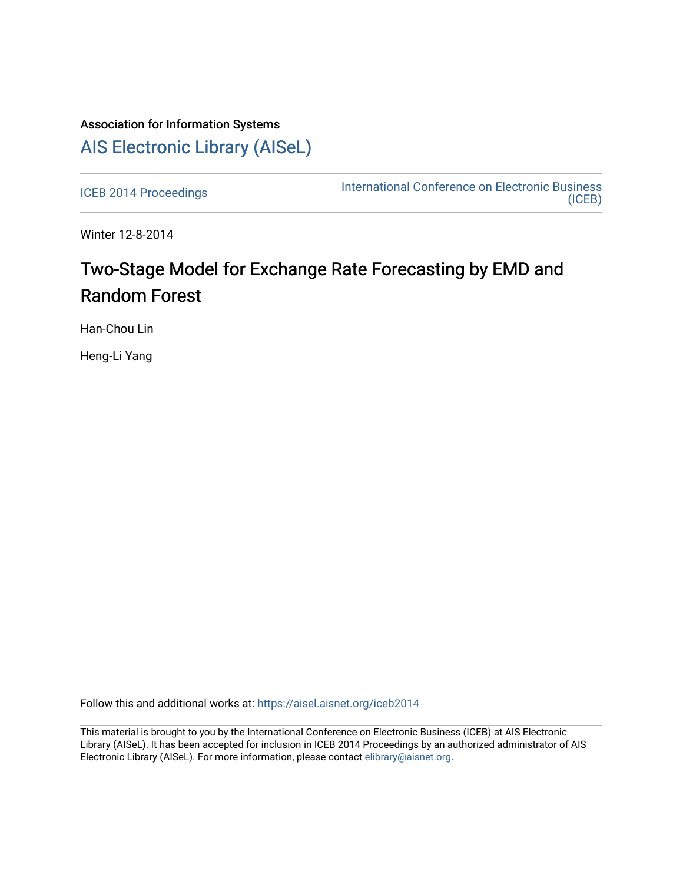Association for Information Systems

# AIS Electronic Library (AISeL)

ICEB 2014 Proceedings

International Conference on Electronic Business (ICEB)

Winter 12-8-2014

## Two-Stage Model for Exchange Rate Forecasting by EMD and Random Forest

Han-Chou Lin

Heng-Li Yang

Follow this and additional works at: https://aisel.aisnet.org/iceb2014

This material is brought to you by the International Conference on Electronic Business (ICEB) at AIS Electronic Library (AISeL). It has been accepted for inclusion in ICEB 2014 Proceedings by an authorized administrator of AIS Electronic Library (AISeL). For more information, please contact elibrary@aisnet.org.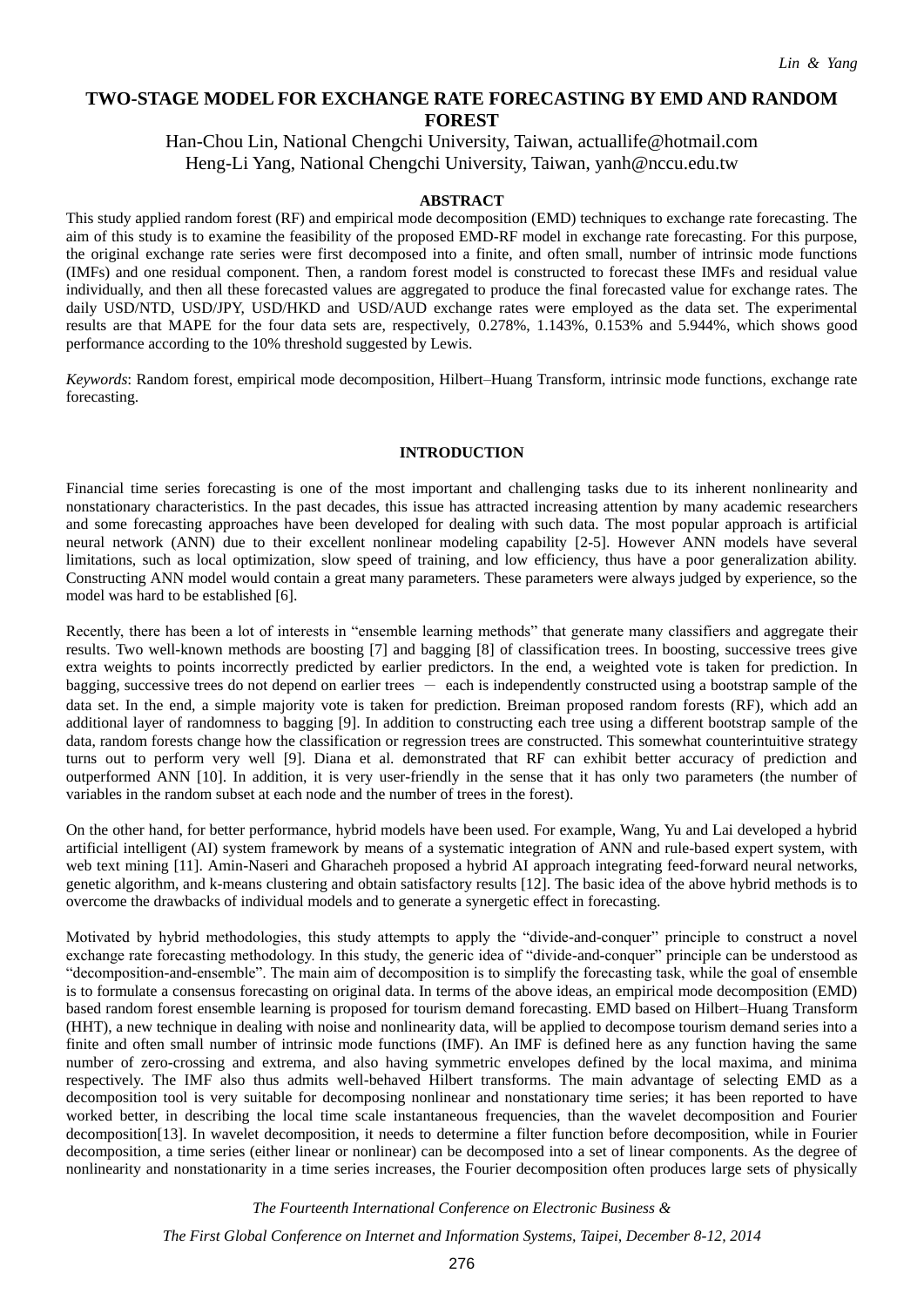# TWO-STAGE MODEL FOR EXCHANGE RATE FORECASTING BY EMD AND RANDOM FOREST

Han-Chou Lin, National Chengchi University, Taiwan, actuallife@hotmail.com
Heng-Li Yang, National Chengchi University, Taiwan, yanh@nccu.edu.tw

## ABSTRACT

This study applied random forest (RF) and empirical mode decomposition (EMD) techniques to exchange rate forecasting. The aim of this study is to examine the feasibility of the proposed EMD-RF model in exchange rate forecasting. For this purpose, the original exchange rate series were first decomposed into a finite, and often small, number of intrinsic mode functions (IMFs) and one residual component. Then, a random forest model is constructed to forecast these IMFs and residual value individually, and then all these forecasted values are aggregated to produce the final forecasted value for exchange rates. The daily USD/NTD, USD/JPY, USD/HKD and USD/AUD exchange rates were employed as the data set. The experimental results are that MAPE for the four data sets are, respectively, 0.278%, 1.143%, 0.153% and 5.944%, which shows good performance according to the 10% threshold suggested by Lewis.

*Keywords*: Random forest, empirical mode decomposition, Hilbert–Huang Transform, intrinsic mode functions, exchange rate forecasting.

## INTRODUCTION

Financial time series forecasting is one of the most important and challenging tasks due to its inherent nonlinearity and nonstationary characteristics. In the past decades, this issue has attracted increasing attention by many academic researchers and some forecasting approaches have been developed for dealing with such data. The most popular approach is artificial neural network (ANN) due to their excellent nonlinear modeling capability [2-5]. However ANN models have several limitations, such as local optimization, slow speed of training, and low efficiency, thus have a poor generalization ability. Constructing ANN model would contain a great many parameters. These parameters were always judged by experience, so the model was hard to be established [6].

Recently, there has been a lot of interests in "ensemble learning methods" that generate many classifiers and aggregate their results. Two well-known methods are boosting [7] and bagging [8] of classification trees. In boosting, successive trees give extra weights to points incorrectly predicted by earlier predictors. In the end, a weighted vote is taken for prediction. In bagging, successive trees do not depend on earlier trees — each is independently constructed using a bootstrap sample of the data set. In the end, a simple majority vote is taken for prediction. Breiman proposed random forests (RF), which add an additional layer of randomness to bagging [9]. In addition to constructing each tree using a different bootstrap sample of the data, random forests change how the classification or regression trees are constructed. This somewhat counterintuitive strategy turns out to perform very well [9]. Diana et al. demonstrated that RF can exhibit better accuracy of prediction and outperformed ANN [10]. In addition, it is very user-friendly in the sense that it has only two parameters (the number of variables in the random subset at each node and the number of trees in the forest).

On the other hand, for better performance, hybrid models have been used. For example, Wang, Yu and Lai developed a hybrid artificial intelligent (AI) system framework by means of a systematic integration of ANN and rule-based expert system, with web text mining [11]. Amin-Naseri and Gharacheh proposed a hybrid AI approach integrating feed-forward neural networks, genetic algorithm, and k-means clustering and obtain satisfactory results [12]. The basic idea of the above hybrid methods is to overcome the drawbacks of individual models and to generate a synergetic effect in forecasting.

Motivated by hybrid methodologies, this study attempts to apply the "divide-and-conquer" principle to construct a novel exchange rate forecasting methodology. In this study, the generic idea of "divide-and-conquer" principle can be understood as "decomposition-and-ensemble". The main aim of decomposition is to simplify the forecasting task, while the goal of ensemble is to formulate a consensus forecasting on original data. In terms of the above ideas, an empirical mode decomposition (EMD) based random forest ensemble learning is proposed for tourism demand forecasting. EMD based on Hilbert–Huang Transform (HHT), a new technique in dealing with noise and nonlinearity data, will be applied to decompose tourism demand series into a finite and often small number of intrinsic mode functions (IMF). An IMF is defined here as any function having the same number of zero-crossing and extrema, and also having symmetric envelopes defined by the local maxima, and minima respectively. The IMF also thus admits well-behaved Hilbert transforms. The main advantage of selecting EMD as a decomposition tool is very suitable for decomposing nonlinear and nonstationary time series; it has been reported to have worked better, in describing the local time scale instantaneous frequencies, than the wavelet decomposition and Fourier decomposition[13]. In wavelet decomposition, it needs to determine a filter function before decomposition, while in Fourier decomposition, a time series (either linear or nonlinear) can be decomposed into a set of linear components. As the degree of nonlinearity and nonstationarity in a time series increases, the Fourier decomposition often produces large sets of physically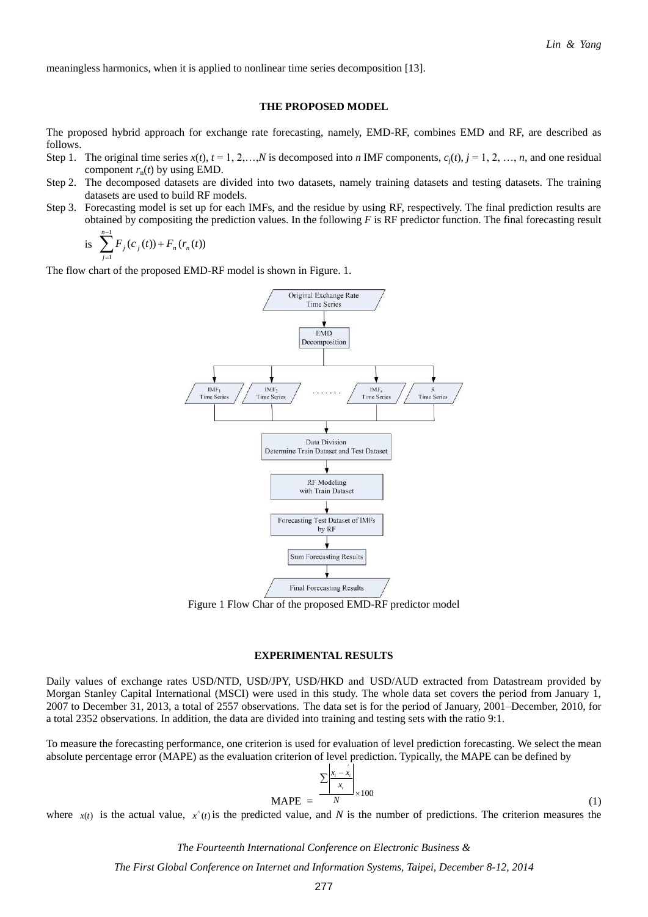meaningless harmonics, when it is applied to nonlinear time series decomposition [13].

## THE PROPOSED MODEL

The proposed hybrid approach for exchange rate forecasting, namely, EMD-RF, combines EMD and RF, are described as follows.

Step 1. The original time series $x(t)$, $t = 1, 2,\ldots,N$ is decomposed into $n$ IMF components, $c_j(t)$, $j = 1, 2, \ldots, n$, and one residual component $r_n(t)$ by using EMD.

Step 2. The decomposed datasets are divided into two datasets, namely training datasets and testing datasets. The training datasets are used to build RF models.

Step 3. Forecasting model is set up for each IMFs, and the residue by using RF, respectively. The final prediction results are obtained by compositing the prediction values. In the following $F$ is RF predictor function. The final forecasting result is $\sum_{j=1}^{n-1} F_j(c_j(t)) + F_n(r_n(t))$

The flow chart of the proposed EMD-RF model is shown in Figure. 1.

Original Exchange Rate Time Series → EMD Decomposition → IMF$_1$ Time Series, IMF$_2$ Time Series, ......., IMF$_n$ Time Series, R Time Series → Data Division Determine Train Dataset and Test Dataset → RF Modeling with Train Dataset → Forecasting Test Dataset of IMFs by RF → Sum Forecasting Results → Final Forecasting Results

Figure 1 Flow Char of the proposed EMD-RF predictor model

## EXPERIMENTAL RESULTS

Daily values of exchange rates USD/NTD, USD/JPY, USD/HKD and USD/AUD extracted from Datastream provided by Morgan Stanley Capital International (MSCI) were used in this study. The whole data set covers the period from January 1, 2007 to December 31, 2013, a total of 2557 observations. The data set is for the period of January, 2001–December, 2010, for a total 2352 observations. In addition, the data are divided into training and testing sets with the ratio 9:1.

To measure the forecasting performance, one criterion is used for evaluation of level prediction forecasting. We select the mean absolute percentage error (MAPE) as the evaluation criterion of level prediction. Typically, the MAPE can be defined by

$$\text{MAPE} = \frac{\sum \left| \frac{x_t - \hat{x}_t}{x_t} \right|}{N} \times 100 \tag{1}$$

where $x(t)$ is the actual value, $x^{\wedge}(t)$ is the predicted value, and $N$ is the number of predictions. The criterion measures the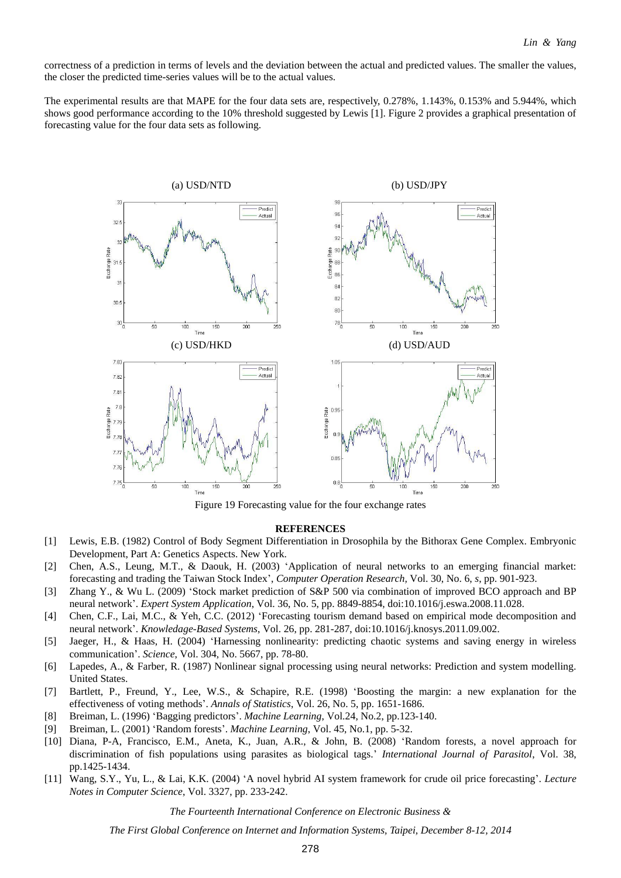correctness of a prediction in terms of levels and the deviation between the actual and predicted values. The smaller the values, the closer the predicted time-series values will be to the actual values.

The experimental results are that MAPE for the four data sets are, respectively, 0.278%, 1.143%, 0.153% and 5.944%, which shows good performance according to the 10% threshold suggested by Lewis [1]. Figure 2 provides a graphical presentation of forecasting value for the four data sets as following.

(a) USD/NTD (b) USD/JPY

(c) USD/HKD (d) USD/AUD

Figure 19 Forecasting value for the four exchange rates

## REFERENCES

[1] Lewis, E.B. (1982) Control of Body Segment Differentiation in Drosophila by the Bithorax Gene Complex. Embryonic Development, Part A: Genetics Aspects. New York.

[2] Chen, A.S., Leung, M.T., & Daouk, H. (2003) 'Application of neural networks to an emerging financial market: forecasting and trading the Taiwan Stock Index', *Computer Operation Research*, Vol. 30, No. 6, *s*, pp. 901-923.

[3] Zhang Y., & Wu L. (2009) 'Stock market prediction of S&P 500 via combination of improved BCO approach and BP neural network'. *Expert System Application*, Vol. 36, No. 5, pp. 8849-8854, doi:10.1016/j.eswa.2008.11.028.

[4] Chen, C.F., Lai, M.C., & Yeh, C.C. (2012) 'Forecasting tourism demand based on empirical mode decomposition and neural network'. *Knowledage-Based Systems*, Vol. 26, pp. 281-287, doi:10.1016/j.knosys.2011.09.002.

[5] Jaeger, H., & Haas, H. (2004) 'Harnessing nonlinearity: predicting chaotic systems and saving energy in wireless communication'. *Science*, Vol. 304, No. 5667, pp. 78-80.

[6] Lapedes, A., & Farber, R. (1987) Nonlinear signal processing using neural networks: Prediction and system modelling. United States.

[7] Bartlett, P., Freund, Y., Lee, W.S., & Schapire, R.E. (1998) 'Boosting the margin: a new explanation for the effectiveness of voting methods'. *Annals of Statistics*, Vol. 26, No. 5, pp. 1651-1686.

[8] Breiman, L. (1996) 'Bagging predictors'. *Machine Learning*, Vol.24, No.2, pp.123-140.

[9] Breiman, L. (2001) 'Random forests'. *Machine Learning*, Vol. 45, No.1, pp. 5-32.

[10] Diana, P-A, Francisco, E.M., Aneta, K., Juan, A.R., & John, B. (2008) 'Random forests, a novel approach for discrimination of fish populations using parasites as biological tags.' *International Journal of Parasitol*, Vol. 38, pp.1425-1434.

[11] Wang, S.Y., Yu, L., & Lai, K.K. (2004) 'A novel hybrid AI system framework for crude oil price forecasting'. *Lecture Notes in Computer Science*, Vol. 3327, pp. 233-242.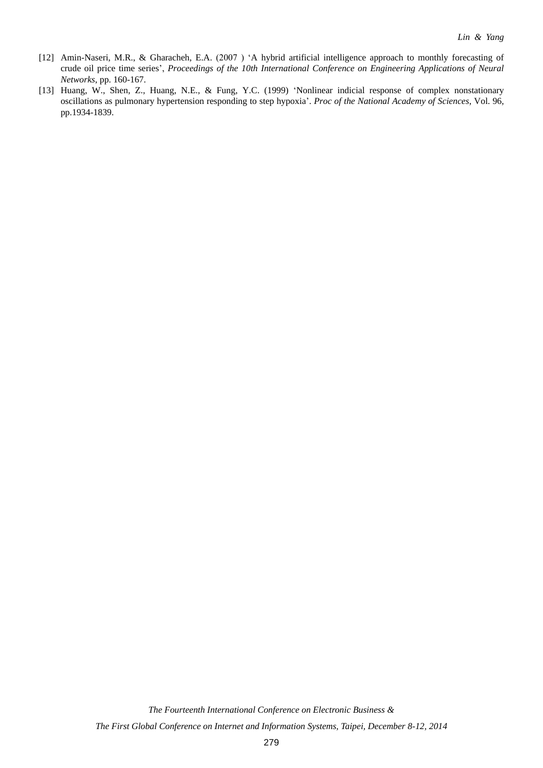[12] Amin-Naseri, M.R., & Gharacheh, E.A. (2007 ) ‘A hybrid artificial intelligence approach to monthly forecasting of crude oil price time series’, *Proceedings of the 10th International Conference on Engineering Applications of Neural Networks*, pp. 160-167.

[13] Huang, W., Shen, Z., Huang, N.E., & Fung, Y.C. (1999) ‘Nonlinear indicial response of complex nonstationary oscillations as pulmonary hypertension responding to step hypoxia’. *Proc of the National Academy of Sciences*, Vol. 96, pp.1934-1839.